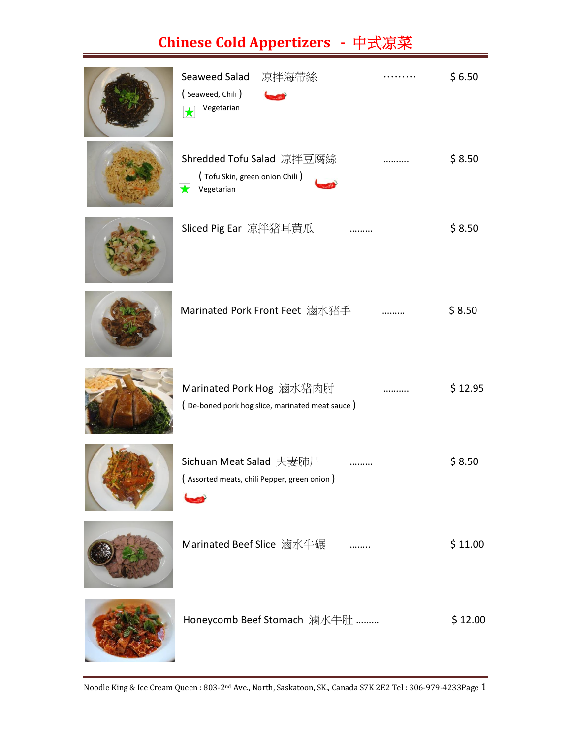# Chinese Cold Appertizers - 中式凉菜

Seaweed Salad 凉拌海帶絲 ......... $ 6.50
( Seaweed, Chili )
Vegetarian

Shredded Tofu Salad 凉拌豆腐絲 .......... $ 8.50
( Tofu Skin, green onion Chili )
Vegetarian

Sliced Pig Ear 凉拌猪耳黄瓜 ......... $ 8.50

Marinated Pork Front Feet 滷水猪手 ......... $ 8.50

Marinated Pork Hog 滷水猪肉肘 .......... $ 12.95
( De-boned pork hog slice, marinated meat sauce )

Sichuan Meat Salad 夫妻肺片 ......... $ 8.50
( Assorted meats, chili Pepper, green onion )

Marinated Beef Slice 滷水牛碾 ........ $ 11.00

Honeycomb Beef Stomach 滷水牛肚 ......... $ 12.00

Noodle King & Ice Cream Queen : 803-2nd Ave., North, Saskatoon, SK., Canada S7K 2E2 Tel : 306-979-4233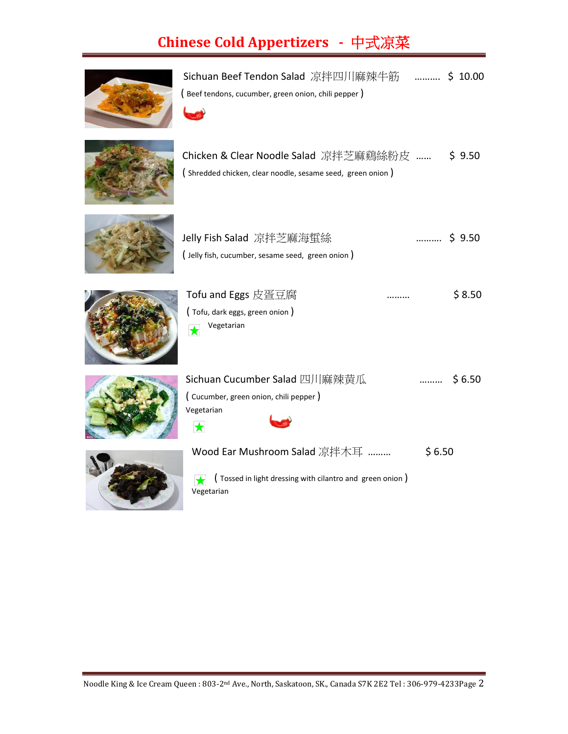# Chinese Cold Appertizers - 中式凉菜

Sichuan Beef Tendon Salad 凉拌四川麻辣牛筋 .......... $ 10.00

( Beef tendons, cucumber, green onion, chili pepper )

Chicken & Clear Noodle Salad 凉拌芝麻鷄絲粉皮 ...... $ 9.50

( Shredded chicken, clear noodle, sesame seed, green onion )

Jelly Fish Salad 凉拌芝麻海蜇絲 .......... $ 9.50

( Jelly fish, cucumber, sesame seed, green onion )

Tofu and Eggs 皮蛋豆腐 ......... $ 8.50

( Tofu, dark eggs, green onion )

Vegetarian

Sichuan Cucumber Salad 四川麻辣黄瓜 ......... $ 6.50

( Cucumber, green onion, chili pepper )

Vegetarian

Wood Ear Mushroom Salad 凉拌木耳 ......... $ 6.50

( Tossed in light dressing with cilantro and green onion )

Vegetarian

Noodle King & Ice Cream Queen : 803-2nd Ave., North, Saskatoon, SK., Canada S7K 2E2 Tel : 306-979-4233